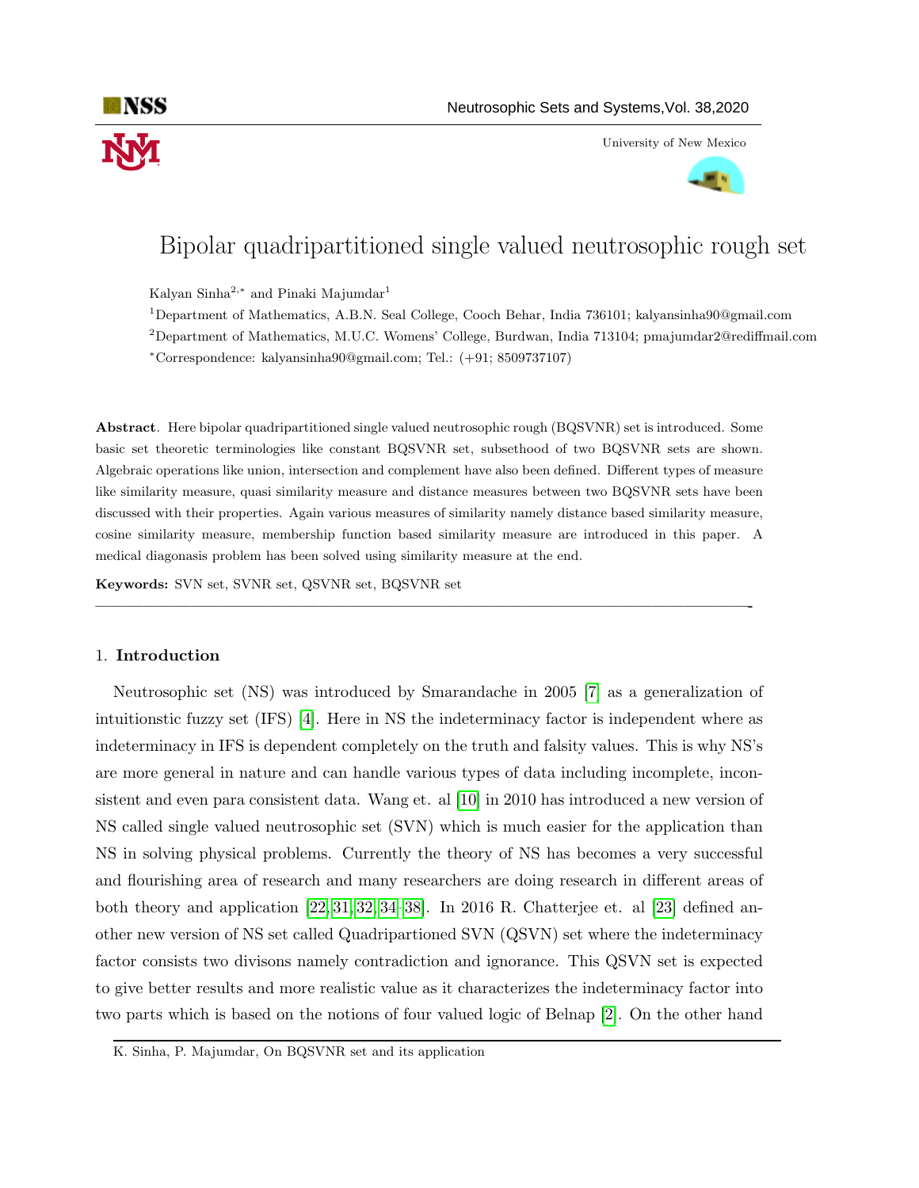# Bipolar quadripartitioned single valued neutrosophic rough set

Kalyan Sinha[2,*] and Pinaki Majumdar[1]

[1]Department of Mathematics, A.B.N. Seal College, Cooch Behar, India 736101; kalyansinha90@gmail.com

[2]Department of Mathematics, M.U.C. Womens' College, Burdwan, India 713104; pmajumdar2@rediffmail.com

[*]Correspondence: kalyansinha90@gmail.com; Tel.: (+91; 8509737107)

**Abstract**. Here bipolar quadripartitioned single valued neutrosophic rough (BQSVNR) set is introduced. Some basic set theoretic terminologies like constant BQSVNR set, subsethood of two BQSVNR sets are shown. Algebraic operations like union, intersection and complement have also been defined. Different types of measure like similarity measure, quasi similarity measure and distance measures between two BQSVNR sets have been discussed with their properties. Again various measures of similarity namely distance based similarity measure, cosine similarity measure, membership function based similarity measure are introduced in this paper. A medical diagonasis problem has been solved using similarity measure at the end.

**Keywords:** SVN set, SVNR set, QSVNR set, BQSVNR set

## 1. **Introduction**

Neutrosophic set (NS) was introduced by Smarandache in 2005 [7] as a generalization of intuitionstic fuzzy set (IFS) [4]. Here in NS the indeterminacy factor is independent where as indeterminacy in IFS is dependent completely on the truth and falsity values. This is why NS's are more general in nature and can handle various types of data including incomplete, inconsistent and even para consistent data. Wang et. al [10] in 2010 has introduced a new version of NS called single valued neutrosophic set (SVN) which is much easier for the application than NS in solving physical problems. Currently the theory of NS has becomes a very successful and flourishing area of research and many researchers are doing research in different areas of both theory and application [22, 31, 32, 34–38]. In 2016 R. Chatterjee et. al [23] defined another new version of NS set called Quadripartioned SVN (QSVN) set where the indeterminacy factor consists two divisons namely contradiction and ignorance. This QSVN set is expected to give better results and more realistic value as it characterizes the indeterminacy factor into two parts which is based on the notions of four valued logic of Belnap [2]. On the other hand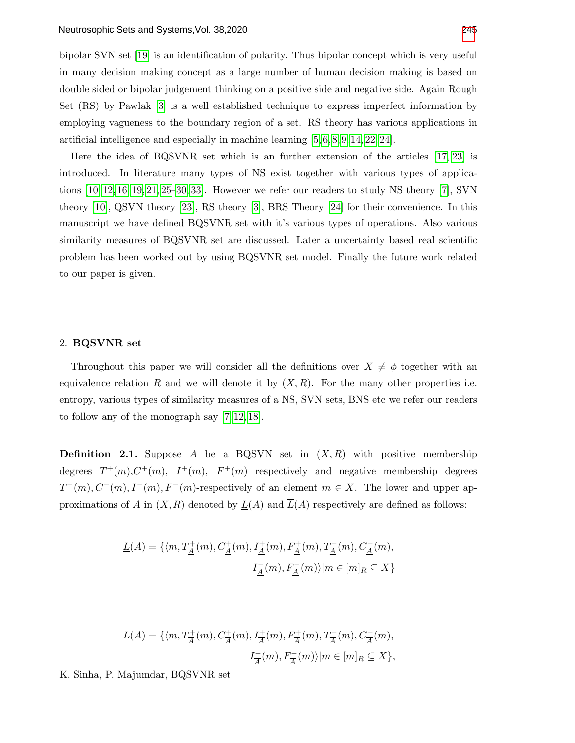bipolar SVN set [19] is an identification of polarity. Thus bipolar concept which is very useful in many decision making concept as a large number of human decision making is based on double sided or bipolar judgement thinking on a positive side and negative side. Again Rough Set (RS) by Pawlak [3] is a well established technique to express imperfect information by employing vagueness to the boundary region of a set. RS theory has various applications in artificial intelligence and especially in machine learning [5,6,8,9,14,22,24].

Here the idea of BQSVNR set which is an further extension of the articles [17,23] is introduced. In literature many types of NS exist together with various types of applications [10,12,16,19,21,25–30,33]. However we refer our readers to study NS theory [7], SVN theory [10], QSVN theory [23], RS theory [3], BRS Theory [24] for their convenience. In this manuscript we have defined BQSVNR set with it's various types of operations. Also various similarity measures of BQSVNR set are discussed. Later a uncertainty based real scientific problem has been worked out by using BQSVNR set model. Finally the future work related to our paper is given.

## 2. BQSVNR set

Throughout this paper we will consider all the definitions over $X \neq \phi$ together with an equivalence relation $R$ and we will denote it by $(X, R)$. For the many other properties i.e. entropy, various types of similarity measures of a NS, SVN sets, BNS etc we refer our readers to follow any of the monograph say [7,12,18].

**Definition 2.1.** Suppose $A$ be a BQSVN set in $(X, R)$ with positive membership degrees $T^+(m)$,$C^+(m)$, $I^+(m)$, $F^+(m)$ respectively and negative membership degrees $T^-(m), C^-(m), I^-(m), F^-(m)$-respectively of an element $m \in X$. The lower and upper approximations of $A$ in $(X, R)$ denoted by $\underline{L}(A)$ and $\overline{L}(A)$ respectively are defined as follows:

$$\underline{L}(A) = \{\langle m, T^+_{\underline{A}}(m), C^+_{\underline{A}}(m), I^+_{\underline{A}}(m), F^+_{\underline{A}}(m), T^-_{\underline{A}}(m), C^-_{\underline{A}}(m), I^-_{\underline{A}}(m), F^-_{\underline{A}}(m)\rangle | m \in [m]_R \subseteq X\}$$

$$\overline{L}(A) = \{\langle m, T^+_{\overline{A}}(m), C^+_{\overline{A}}(m), I^+_{\overline{A}}(m), F^+_{\overline{A}}(m), T^-_{\overline{A}}(m), C^-_{\overline{A}}(m), I^-_{\overline{A}}(m), F^-_{\overline{A}}(m)\rangle | m \in [m]_R \subseteq X\},$$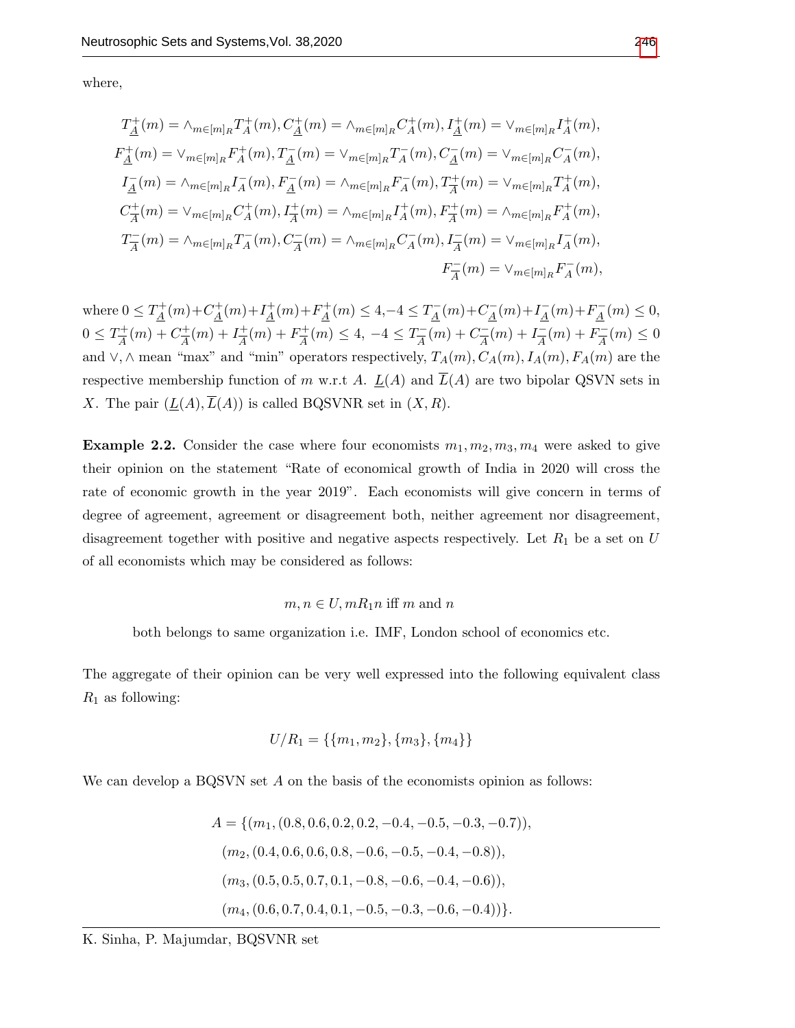where,

$$
\begin{aligned}
T^{+}_{\underline{A}}(m) &= \wedge_{m\in[m]_R} T^{+}_{A}(m), C^{+}_{\underline{A}}(m) = \wedge_{m\in[m]_R} C^{+}_{A}(m), I^{+}_{\underline{A}}(m) = \vee_{m\in[m]_R} I^{+}_{A}(m),\\
F^{+}_{\underline{A}}(m) &= \vee_{m\in[m]_R} F^{+}_{A}(m), T^{-}_{\underline{A}}(m) = \vee_{m\in[m]_R} T^{-}_{A}(m), C^{-}_{\underline{A}}(m) = \vee_{m\in[m]_R} C^{-}_{A}(m),\\
I^{-}_{\underline{A}}(m) &= \wedge_{m\in[m]_R} I^{-}_{A}(m), F^{-}_{\underline{A}}(m) = \wedge_{m\in[m]_R} F^{-}_{A}(m), T^{+}_{\overline{A}}(m) = \vee_{m\in[m]_R} T^{+}_{A}(m),\\
C^{+}_{\overline{A}}(m) &= \vee_{m\in[m]_R} C^{+}_{A}(m), I^{+}_{\overline{A}}(m) = \wedge_{m\in[m]_R} I^{+}_{A}(m), F^{+}_{\overline{A}}(m) = \wedge_{m\in[m]_R} F^{+}_{A}(m),\\
T^{-}_{\overline{A}}(m) &= \wedge_{m\in[m]_R} T^{-}_{A}(m), C^{-}_{\overline{A}}(m) = \wedge_{m\in[m]_R} C^{-}_{A}(m), I^{-}_{\overline{A}}(m) = \vee_{m\in[m]_R} I^{-}_{A}(m),\\
&\qquad\qquad\qquad\qquad\qquad\qquad\qquad\qquad F^{-}_{\overline{A}}(m) = \vee_{m\in[m]_R} F^{-}_{A}(m),
\end{aligned}
$$

where $0 \le T^{+}_{\underline{A}}(m)+C^{+}_{\underline{A}}(m)+I^{+}_{\underline{A}}(m)+F^{+}_{\underline{A}}(m) \le 4$,$-4 \le T^{-}_{\underline{A}}(m)+C^{-}_{\underline{A}}(m)+I^{-}_{\underline{A}}(m)+F^{-}_{\underline{A}}(m) \le 0$, $0 \le T^{+}_{\overline{A}}(m) + C^{+}_{\overline{A}}(m) + I^{+}_{\overline{A}}(m) + F^{+}_{\overline{A}}(m) \le 4$, $-4 \le T^{-}_{\overline{A}}(m) + C^{-}_{\overline{A}}(m) + I^{-}_{\overline{A}}(m) + F^{-}_{\overline{A}}(m) \le 0$ and $\vee, \wedge$ mean "max" and "min" operators respectively, $T_A(m), C_A(m), I_A(m), F_A(m)$ are the respective membership function of $m$ w.r.t $A$. $\underline{L}(A)$ and $\overline{L}(A)$ are two bipolar QSVN sets in $X$. The pair $(\underline{L}(A), \overline{L}(A))$ is called BQSVNR set in $(X, R)$.

**Example 2.2.** Consider the case where four economists $m_1, m_2, m_3, m_4$ were asked to give their opinion on the statement "Rate of economical growth of India in 2020 will cross the rate of economic growth in the year 2019". Each economists will give concern in terms of degree of agreement, agreement or disagreement both, neither agreement nor disagreement, disagreement together with positive and negative aspects respectively. Let $R_1$ be a set on $U$ of all economists which may be considered as follows:

$$m, n \in U, mR_1n \text{ iff } m \text{ and } n$$

both belongs to same organization i.e. IMF, London school of economics etc.

The aggregate of their opinion can be very well expressed into the following equivalent class $R_1$ as following:

$$U/R_1 = \{\{m_1, m_2\}, \{m_3\}, \{m_4\}\}$$

We can develop a BQSVN set $A$ on the basis of the economists opinion as follows:

$$
\begin{aligned}
A = \{&(m_1, (0.8, 0.6, 0.2, 0.2, -0.4, -0.5, -0.3, -0.7)),\\
&(m_2, (0.4, 0.6, 0.6, 0.8, -0.6, -0.5, -0.4, -0.8)),\\
&(m_3, (0.5, 0.5, 0.7, 0.1, -0.8, -0.6, -0.4, -0.6)),\\
&(m_4, (0.6, 0.7, 0.4, 0.1, -0.5, -0.3, -0.6, -0.4))\}.
\end{aligned}
$$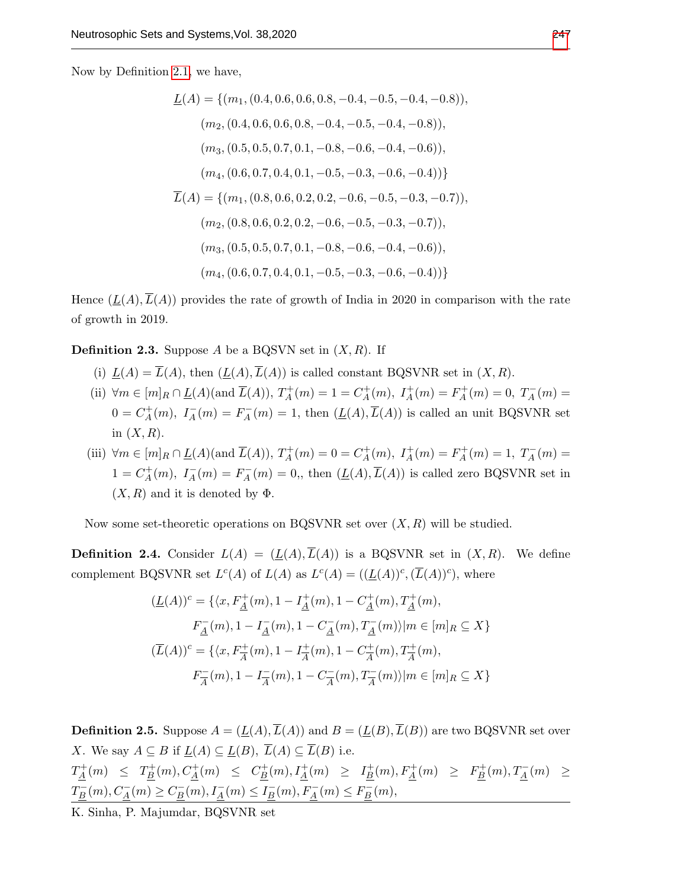Now by Definition 2.1, we have,

$$
\begin{aligned}
\underline{L}(A) = \{&(m_1, (0.4, 0.6, 0.6, 0.8, -0.4, -0.5, -0.4, -0.8)),\\
&(m_2, (0.4, 0.6, 0.6, 0.8, -0.4, -0.5, -0.4, -0.8)),\\
&(m_3, (0.5, 0.5, 0.7, 0.1, -0.8, -0.6, -0.4, -0.6)),\\
&(m_4, (0.6, 0.7, 0.4, 0.1, -0.5, -0.3, -0.6, -0.4))\}\\
\overline{L}(A) = \{&(m_1, (0.8, 0.6, 0.2, 0.2, -0.6, -0.5, -0.3, -0.7)),\\
&(m_2, (0.8, 0.6, 0.2, 0.2, -0.6, -0.5, -0.3, -0.7)),\\
&(m_3, (0.5, 0.5, 0.7, 0.1, -0.8, -0.6, -0.4, -0.6)),\\
&(m_4, (0.6, 0.7, 0.4, 0.1, -0.5, -0.3, -0.6, -0.4))\}
\end{aligned}
$$

Hence $(\underline{L}(A), \overline{L}(A))$ provides the rate of growth of India in 2020 in comparison with the rate of growth in 2019.

**Definition 2.3.** Suppose $A$ be a BQSVN set in $(X, R)$. If

(i) $\underline{L}(A) = \overline{L}(A)$, then $(\underline{L}(A), \overline{L}(A))$ is called constant BQSVNR set in $(X, R)$.

(ii) $\forall m \in [m]_R \cap \underline{L}(A)(\text{and } \overline{L}(A))$, $T^+_A(m) = 1 = C^+_A(m)$, $I^+_A(m) = F^+_A(m) = 0$, $T^-_A(m) = 0 = C^+_A(m)$, $I^-_A(m) = F^-_A(m) = 1$, then $(\underline{L}(A), \overline{L}(A))$ is called an unit BQSVNR set in $(X, R)$.

(iii) $\forall m \in [m]_R \cap \underline{L}(A)(\text{and } \overline{L}(A))$, $T^+_A(m) = 0 = C^+_A(m)$, $I^+_A(m) = F^+_A(m) = 1$, $T^-_A(m) = 1 = C^+_A(m)$, $I^-_A(m) = F^-_A(m) = 0$,, then $(\underline{L}(A), \overline{L}(A))$ is called zero BQSVNR set in $(X, R)$ and it is denoted by $\Phi$.

Now some set-theoretic operations on BQSVNR set over $(X, R)$ will be studied.

**Definition 2.4.** Consider $L(A) = (\underline{L}(A), \overline{L}(A))$ is a BQSVNR set in $(X, R)$. We define complement BQSVNR set $L^c(A)$ of $L(A)$ as $L^c(A) = ((\underline{L}(A))^c, (\overline{L}(A))^c)$, where

$$
\begin{aligned}
(\underline{L}(A))^c = \{&\langle x, F^+_{\underline{A}}(m), 1 - I^+_{\underline{A}}(m), 1 - C^+_{\underline{A}}(m), T^+_{\underline{A}}(m),\\
&F^-_{\underline{A}}(m), 1 - I^-_{\underline{A}}(m), 1 - C^-_{\underline{A}}(m), T^-_{\underline{A}}(m)\rangle | m \in [m]_R \subseteq X\}\\
(\overline{L}(A))^c = \{&\langle x, F^+_{\overline{A}}(m), 1 - I^+_{\overline{A}}(m), 1 - C^+_{\overline{A}}(m), T^+_{\overline{A}}(m),\\
&F^-_{\overline{A}}(m), 1 - I^-_{\overline{A}}(m), 1 - C^-_{\overline{A}}(m), T^-_{\overline{A}}(m)\rangle | m \in [m]_R \subseteq X\}
\end{aligned}
$$

**Definition 2.5.** Suppose $A = (\underline{L}(A), \overline{L}(A))$ and $B = (\underline{L}(B), \overline{L}(B))$ are two BQSVNR set over $X$. We say $A \subseteq B$ if $\underline{L}(A) \subseteq \underline{L}(B)$, $\overline{L}(A) \subseteq \overline{L}(B)$ i.e.
$T^+_{\underline{A}}(m) \leq T^+_{\underline{B}}(m), C^+_{\underline{A}}(m) \leq C^+_{\underline{B}}(m), I^+_{\underline{A}}(m) \geq I^+_{\underline{B}}(m), F^+_{\underline{A}}(m) \geq F^+_{\underline{B}}(m), T^-_{\underline{A}}(m) \geq T^-_{\underline{B}}(m), C^-_{\underline{A}}(m) \geq C^-_{\underline{B}}(m), I^-_{\underline{A}}(m) \leq I^-_{\underline{B}}(m), F^-_{\underline{A}}(m) \leq F^-_{\underline{B}}(m)$,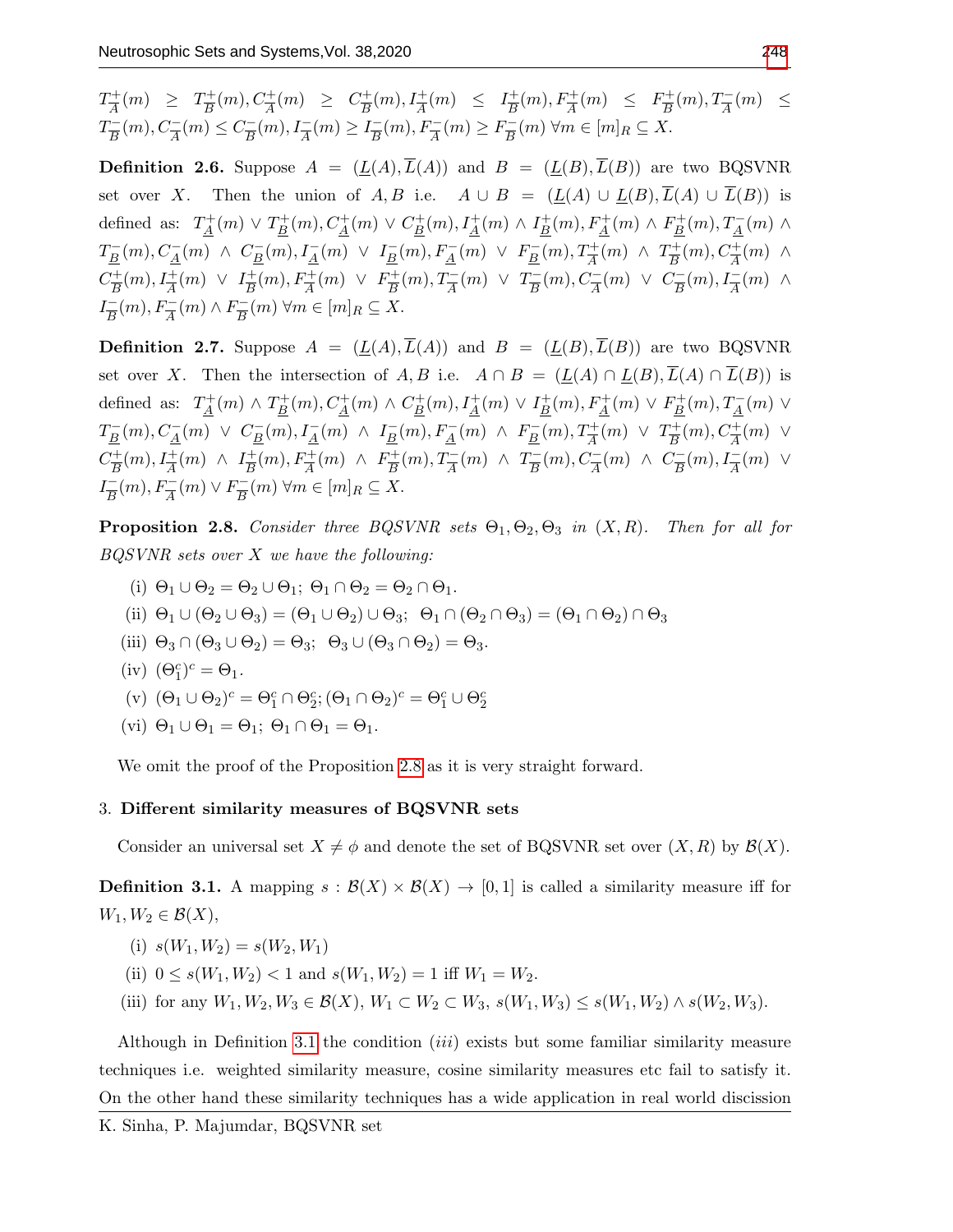$T^+_{\overline{A}}(m) \geq T^+_{\overline{B}}(m), C^+_{\overline{A}}(m) \geq C^+_{\overline{B}}(m), I^+_{\overline{A}}(m) \leq I^+_{\overline{B}}(m), F^+_{\overline{A}}(m) \leq F^+_{\overline{B}}(m), T^-_{\overline{A}}(m) \leq T^-_{\overline{B}}(m), C^-_{\overline{A}}(m) \leq C^-_{\overline{B}}(m), I^-_{\overline{A}}(m) \geq I^-_{\overline{B}}(m), F^-_{\overline{A}}(m) \geq F^-_{\overline{B}}(m)\ \forall m \in [m]_R \subseteq X$.

**Definition 2.6.** Suppose $A = (\underline{L}(A), \overline{L}(A))$ and $B = (\underline{L}(B), \overline{L}(B))$ are two BQSVNR set over $X$. Then the union of $A, B$ i.e. $A \cup B = (\underline{L}(A) \cup \underline{L}(B), \overline{L}(A) \cup \overline{L}(B))$ is defined as: $T^+_{\underline{A}}(m) \vee T^+_{\underline{B}}(m), C^+_{\underline{A}}(m) \vee C^+_{\underline{B}}(m), I^+_{\underline{A}}(m) \wedge I^+_{\underline{B}}(m), F^+_{\underline{A}}(m) \wedge F^+_{\underline{B}}(m), T^-_{\underline{A}}(m) \wedge T^-_{\underline{B}}(m), C^-_{\underline{A}}(m) \wedge C^-_{\underline{B}}(m), I^-_{\underline{A}}(m) \vee I^-_{\underline{B}}(m), F^-_{\underline{A}}(m) \vee F^-_{\underline{B}}(m), T^+_{\overline{A}}(m) \wedge T^+_{\overline{B}}(m), C^+_{\overline{A}}(m) \wedge C^+_{\overline{B}}(m), I^+_{\overline{A}}(m) \vee I^+_{\overline{B}}(m), F^+_{\overline{A}}(m) \vee F^+_{\overline{B}}(m), T^-_{\overline{A}}(m) \vee T^-_{\overline{B}}(m), C^-_{\overline{A}}(m) \vee C^-_{\overline{B}}(m), I^-_{\overline{A}}(m) \wedge I^-_{\overline{B}}(m), F^-_{\overline{A}}(m) \wedge F^-_{\overline{B}}(m)\ \forall m \in [m]_R \subseteq X$.

**Definition 2.7.** Suppose $A = (\underline{L}(A), \overline{L}(A))$ and $B = (\underline{L}(B), \overline{L}(B))$ are two BQSVNR set over $X$. Then the intersection of $A, B$ i.e. $A \cap B = (\underline{L}(A) \cap \underline{L}(B), \overline{L}(A) \cap \overline{L}(B))$ is defined as: $T^+_{\underline{A}}(m) \wedge T^+_{\underline{B}}(m), C^+_{\underline{A}}(m) \wedge C^+_{\underline{B}}(m), I^+_{\underline{A}}(m) \vee I^+_{\underline{B}}(m), F^+_{\underline{A}}(m) \vee F^+_{\underline{B}}(m), T^-_{\underline{A}}(m) \vee T^-_{\underline{B}}(m), C^-_{\underline{A}}(m) \vee C^-_{\underline{B}}(m), I^-_{\underline{A}}(m) \wedge I^-_{\underline{B}}(m), F^-_{\underline{A}}(m) \wedge F^-_{\underline{B}}(m), T^+_{\overline{A}}(m) \vee T^+_{\overline{B}}(m), C^+_{\overline{A}}(m) \vee C^+_{\overline{B}}(m), I^+_{\overline{A}}(m) \wedge I^+_{\overline{B}}(m), F^+_{\overline{A}}(m) \wedge F^+_{\overline{B}}(m), T^-_{\overline{A}}(m) \wedge T^-_{\overline{B}}(m), C^-_{\overline{A}}(m) \wedge C^-_{\overline{B}}(m), I^-_{\overline{A}}(m) \vee I^-_{\overline{B}}(m), F^-_{\overline{A}}(m) \vee F^-_{\overline{B}}(m)\ \forall m \in [m]_R \subseteq X$.

**Proposition 2.8.** *Consider three BQSVNR sets $\Theta_1, \Theta_2, \Theta_3$ in $(X, R)$. Then for all for BQSVNR sets over $X$ we have the following:*

(i) $\Theta_1 \cup \Theta_2 = \Theta_2 \cup \Theta_1;\ \Theta_1 \cap \Theta_2 = \Theta_2 \cap \Theta_1$.

(ii) $\Theta_1 \cup (\Theta_2 \cup \Theta_3) = (\Theta_1 \cup \Theta_2) \cup \Theta_3;\ \ \Theta_1 \cap (\Theta_2 \cap \Theta_3) = (\Theta_1 \cap \Theta_2) \cap \Theta_3$

(iii) $\Theta_3 \cap (\Theta_3 \cup \Theta_2) = \Theta_3;\ \ \Theta_3 \cup (\Theta_3 \cap \Theta_2) = \Theta_3$.

(iv) $(\Theta_1^c)^c = \Theta_1$.

(v) $(\Theta_1 \cup \Theta_2)^c = \Theta_1^c \cap \Theta_2^c; (\Theta_1 \cap \Theta_2)^c = \Theta_1^c \cup \Theta_2^c$

(vi) $\Theta_1 \cup \Theta_1 = \Theta_1;\ \Theta_1 \cap \Theta_1 = \Theta_1$.

We omit the proof of the Proposition 2.8 as it is very straight forward.

## 3. Different similarity measures of BQSVNR sets

Consider an universal set $X \neq \phi$ and denote the set of BQSVNR set over $(X, R)$ by $\mathcal{B}(X)$.

**Definition 3.1.** A mapping $s : \mathcal{B}(X) \times \mathcal{B}(X) \rightarrow [0, 1]$ is called a similarity measure iff for $W_1, W_2 \in \mathcal{B}(X)$,

(i) $s(W_1, W_2) = s(W_2, W_1)$

(ii) $0 \leq s(W_1, W_2) < 1$ and $s(W_1, W_2) = 1$ iff $W_1 = W_2$.

(iii) for any $W_1, W_2, W_3 \in \mathcal{B}(X)$, $W_1 \subset W_2 \subset W_3$, $s(W_1, W_3) \leq s(W_1, W_2) \wedge s(W_2, W_3)$.

Although in Definition 3.1 the condition *(iii)* exists but some familiar similarity measure techniques i.e. weighted similarity measure, cosine similarity measures etc fail to satisfy it. On the other hand these similarity techniques has a wide application in real world discission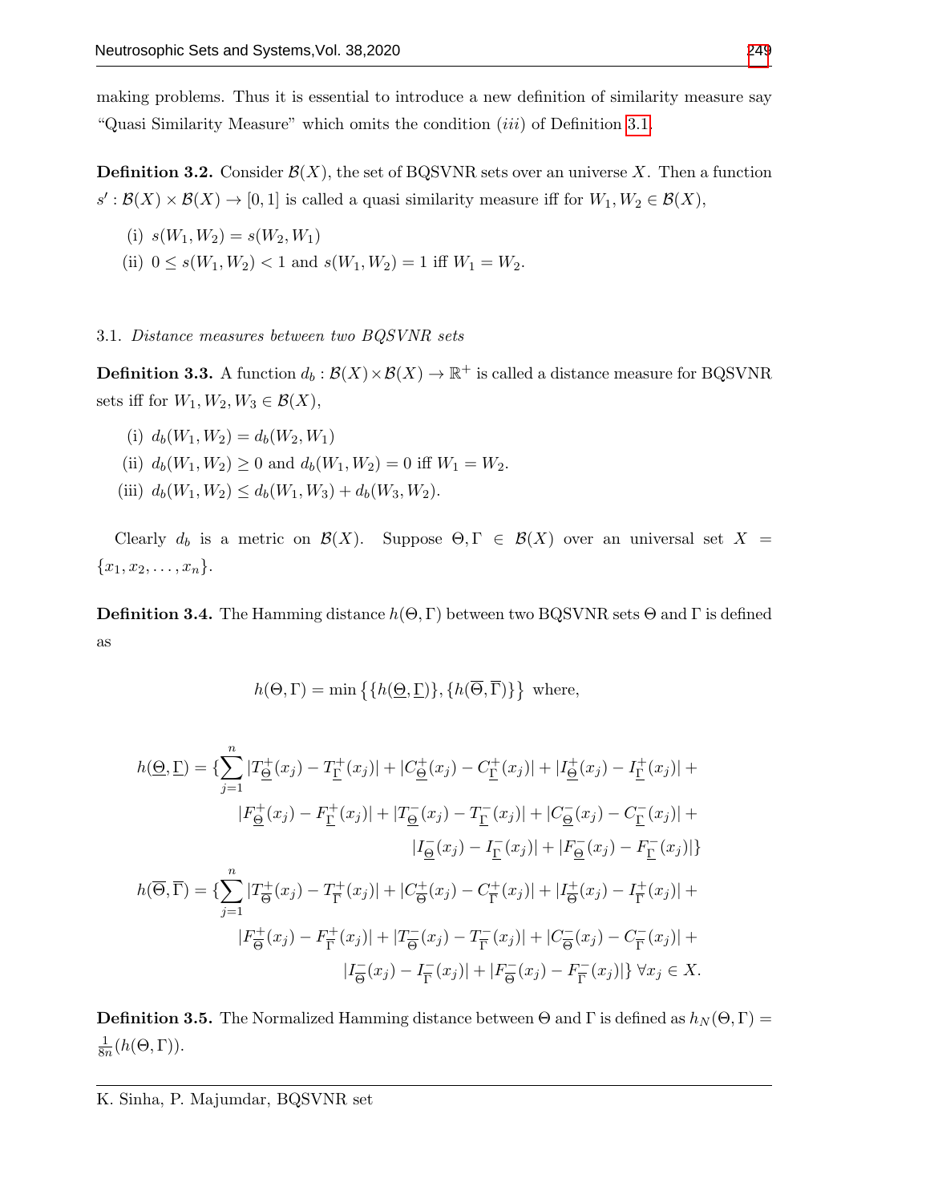making problems. Thus it is essential to introduce a new definition of similarity measure say "Quasi Similarity Measure" which omits the condition $(iii)$ of Definition 3.1.

**Definition 3.2.** Consider $\mathcal{B}(X)$, the set of BQSVNR sets over an universe $X$. Then a function $s' : \mathcal{B}(X) \times \mathcal{B}(X) \to [0, 1]$ is called a quasi similarity measure iff for $W_1, W_2 \in \mathcal{B}(X)$,

(i) $s(W_1, W_2) = s(W_2, W_1)$

(ii) $0 \leq s(W_1, W_2) < 1$ and $s(W_1, W_2) = 1$ iff $W_1 = W_2$.

3.1. *Distance measures between two BQSVNR sets*

**Definition 3.3.** A function $d_b : \mathcal{B}(X) \times \mathcal{B}(X) \to \mathbb{R}^+$ is called a distance measure for BQSVNR sets iff for $W_1, W_2, W_3 \in \mathcal{B}(X)$,

(i) $d_b(W_1, W_2) = d_b(W_2, W_1)$

(ii) $d_b(W_1, W_2) \geq 0$ and $d_b(W_1, W_2) = 0$ iff $W_1 = W_2$.

(iii) $d_b(W_1, W_2) \leq d_b(W_1, W_3) + d_b(W_3, W_2)$.

Clearly $d_b$ is a metric on $\mathcal{B}(X)$. Suppose $\Theta, \Gamma \in \mathcal{B}(X)$ over an universal set $X = \{x_1, x_2, \ldots, x_n\}$.

**Definition 3.4.** The Hamming distance $h(\Theta, \Gamma)$ between two BQSVNR sets $\Theta$ and $\Gamma$ is defined as

$$h(\Theta, \Gamma) = \min\left\{\{h(\underline{\Theta}, \underline{\Gamma})\}, \{h(\overline{\Theta}, \overline{\Gamma})\}\right\} \text{ where,}$$

$$\begin{aligned}
h(\underline{\Theta}, \underline{\Gamma}) = \{\sum_{j=1}^{n} & |T^+_{\underline{\Theta}}(x_j) - T^+_{\underline{\Gamma}}(x_j)| + |C^+_{\underline{\Theta}}(x_j) - C^+_{\underline{\Gamma}}(x_j)| + |I^+_{\underline{\Theta}}(x_j) - I^+_{\underline{\Gamma}}(x_j)| + \\
& |F^+_{\underline{\Theta}}(x_j) - F^+_{\underline{\Gamma}}(x_j)| + |T^-_{\underline{\Theta}}(x_j) - T^-_{\underline{\Gamma}}(x_j)| + |C^-_{\underline{\Theta}}(x_j) - C^-_{\underline{\Gamma}}(x_j)| + \\
& |I^-_{\underline{\Theta}}(x_j) - I^-_{\underline{\Gamma}}(x_j)| + |F^-_{\underline{\Theta}}(x_j) - F^-_{\underline{\Gamma}}(x_j)|\} \\
h(\overline{\Theta}, \overline{\Gamma}) = \{\sum_{j=1}^{n} & |T^+_{\overline{\Theta}}(x_j) - T^+_{\overline{\Gamma}}(x_j)| + |C^+_{\overline{\Theta}}(x_j) - C^+_{\overline{\Gamma}}(x_j)| + |I^+_{\overline{\Theta}}(x_j) - I^+_{\overline{\Gamma}}(x_j)| + \\
& |F^+_{\overline{\Theta}}(x_j) - F^+_{\overline{\Gamma}}(x_j)| + |T^-_{\overline{\Theta}}(x_j) - T^-_{\overline{\Gamma}}(x_j)| + |C^-_{\overline{\Theta}}(x_j) - C^-_{\overline{\Gamma}}(x_j)| + \\
& |I^-_{\overline{\Theta}}(x_j) - I^-_{\overline{\Gamma}}(x_j)| + |F^-_{\overline{\Theta}}(x_j) - F^-_{\overline{\Gamma}}(x_j)|\} \; \forall x_j \in X.
\end{aligned}$$

**Definition 3.5.** The Normalized Hamming distance between $\Theta$ and $\Gamma$ is defined as $h_N(\Theta, \Gamma) = \frac{1}{8n}(h(\Theta, \Gamma))$.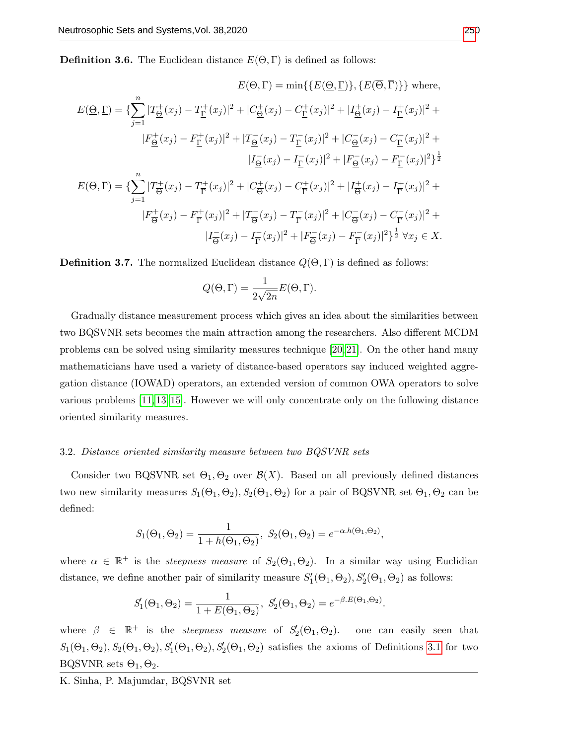**Definition 3.6.** The Euclidean distance $E(\Theta, \Gamma)$ is defined as follows:

$$E(\Theta, \Gamma) = \min\{\{E(\underline{\Theta}, \underline{\Gamma})\}, \{E(\overline{\Theta}, \overline{\Gamma})\}\} \text{ where,}$$

$$\begin{aligned}
E(\underline{\Theta}, \underline{\Gamma}) = \{\sum_{j=1}^{n} &|T^{+}_{\underline{\Theta}}(x_j) - T^{+}_{\underline{\Gamma}}(x_j)|^2 + |C^{+}_{\underline{\Theta}}(x_j) - C^{+}_{\underline{\Gamma}}(x_j)|^2 + |I^{+}_{\underline{\Theta}}(x_j) - I^{+}_{\underline{\Gamma}}(x_j)|^2 + \\
&|F^{+}_{\underline{\Theta}}(x_j) - F^{+}_{\underline{\Gamma}}(x_j)|^2 + |T^{-}_{\underline{\Theta}}(x_j) - T^{-}_{\underline{\Gamma}}(x_j)|^2 + |C^{-}_{\underline{\Theta}}(x_j) - C^{-}_{\underline{\Gamma}}(x_j)|^2 + \\
&|I^{-}_{\underline{\Theta}}(x_j) - I^{-}_{\underline{\Gamma}}(x_j)|^2 + |F^{-}_{\underline{\Theta}}(x_j) - F^{-}_{\underline{\Gamma}}(x_j)|^2\}^{\frac{1}{2}} \\
E(\overline{\Theta}, \overline{\Gamma}) = \{\sum_{j=1}^{n} &|T^{+}_{\overline{\Theta}}(x_j) - T^{+}_{\overline{\Gamma}}(x_j)|^2 + |C^{+}_{\overline{\Theta}}(x_j) - C^{+}_{\overline{\Gamma}}(x_j)|^2 + |I^{+}_{\overline{\Theta}}(x_j) - I^{+}_{\overline{\Gamma}}(x_j)|^2 + \\
&|F^{+}_{\overline{\Theta}}(x_j) - F^{+}_{\overline{\Gamma}}(x_j)|^2 + |T^{-}_{\overline{\Theta}}(x_j) - T^{-}_{\overline{\Gamma}}(x_j)|^2 + |C^{-}_{\overline{\Theta}}(x_j) - C^{-}_{\overline{\Gamma}}(x_j)|^2 + \\
&|I^{-}_{\overline{\Theta}}(x_j) - I^{-}_{\overline{\Gamma}}(x_j)|^2 + |F^{-}_{\overline{\Theta}}(x_j) - F^{-}_{\overline{\Gamma}}(x_j)|^2\}^{\frac{1}{2}} \ \forall x_j \in X.
\end{aligned}$$

**Definition 3.7.** The normalized Euclidean distance $Q(\Theta, \Gamma)$ is defined as follows:

$$Q(\Theta, \Gamma) = \frac{1}{2\sqrt{2n}} E(\Theta, \Gamma).$$

Gradually distance measurement process which gives an idea about the similarities between two BQSVNR sets becomes the main attraction among the researchers. Also different MCDM problems can be solved using similarity measures technique [20,21]. On the other hand many mathematicians have used a variety of distance-based operators say induced weighted aggregation distance (IOWAD) operators, an extended version of common OWA operators to solve various problems [11,13,15]. However we will only concentrate only on the following distance oriented similarity measures.

### 3.2. *Distance oriented similarity measure between two BQSVNR sets*

Consider two BQSVNR set $\Theta_1, \Theta_2$ over $\mathcal{B}(X)$. Based on all previously defined distances two new similarity measures $S_1(\Theta_1, \Theta_2), S_2(\Theta_1, \Theta_2)$ for a pair of BQSVNR set $\Theta_1, \Theta_2$ can be defined:

$$S_1(\Theta_1, \Theta_2) = \frac{1}{1 + h(\Theta_1, \Theta_2)}, \ S_2(\Theta_1, \Theta_2) = e^{-\alpha . h(\Theta_1, \Theta_2)},$$

where $\alpha \in \mathbb{R}^+$ is the *steepness measure* of $S_2(\Theta_1, \Theta_2)$. In a similar way using Euclidian distance, we define another pair of similarity measure $S_1'(\Theta_1, \Theta_2), S_2'(\Theta_1, \Theta_2)$ as follows:

$$S_1'(\Theta_1, \Theta_2) = \frac{1}{1 + E(\Theta_1, \Theta_2)}, \ S_2'(\Theta_1, \Theta_2) = e^{-\beta . E(\Theta_1, \Theta_2)}.$$

where $\beta \in \mathbb{R}^+$ is the *steepness measure* of $S_2'(\Theta_1, \Theta_2)$. one can easily seen that $S_1(\Theta_1, \Theta_2), S_2(\Theta_1, \Theta_2), S_1'(\Theta_1, \Theta_2), S_2'(\Theta_1, \Theta_2)$ satisfies the axioms of Definitions 3.1 for two BQSVNR sets $\Theta_1, \Theta_2$.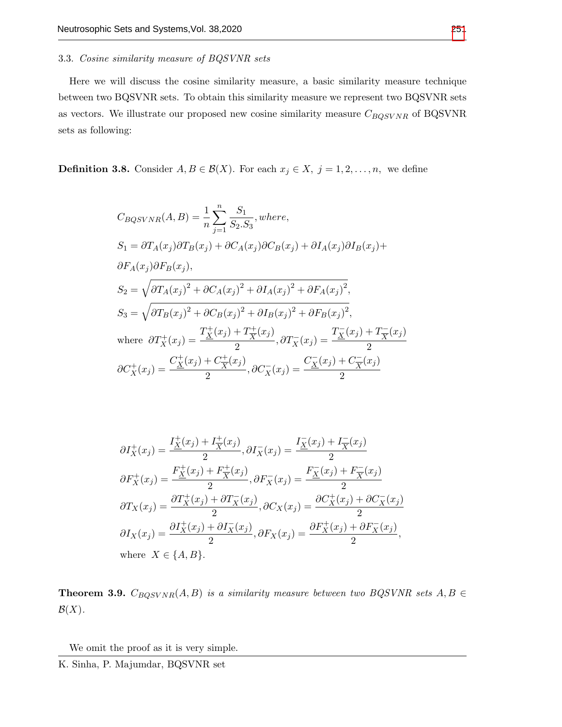### 3.3. *Cosine similarity measure of BQSVNR sets*

Here we will discuss the cosine similarity measure, a basic similarity measure technique between two BQSVNR sets. To obtain this similarity measure we represent two BQSVNR sets as vectors. We illustrate our proposed new cosine similarity measure $C_{BQSVNR}$ of BQSVNR sets as following:

**Definition 3.8.** Consider $A, B \in \mathcal{B}(X)$. For each $x_j \in X,\ j = 1, 2, \ldots, n,$ we define

$$
\begin{aligned}
&C_{BQSVNR}(A, B) = \frac{1}{n}\sum_{j=1}^{n} \frac{S_1}{S_2.S_3}, \textit{where},\\
&S_1 = \partial T_A(x_j)\partial T_B(x_j) + \partial C_A(x_j)\partial C_B(x_j) + \partial I_A(x_j)\partial I_B(x_j) +\\
&\partial F_A(x_j)\partial F_B(x_j),\\
&S_2 = \sqrt{\partial T_A(x_j)^2 + \partial C_A(x_j)^2 + \partial I_A(x_j)^2 + \partial F_A(x_j)^2},\\
&S_3 = \sqrt{\partial T_B(x_j)^2 + \partial C_B(x_j)^2 + \partial I_B(x_j)^2 + \partial F_B(x_j)^2},\\
&\text{where } \partial T_X^+(x_j) = \frac{T_{\underline{X}}^+(x_j) + T_{\overline{X}}^+(x_j)}{2}, \partial T_X^-(x_j) = \frac{T_{\underline{X}}^-(x_j) + T_{\overline{X}}^-(x_j)}{2}\\
&\partial C_X^+(x_j) = \frac{C_{\underline{X}}^+(x_j) + C_{\overline{X}}^+(x_j)}{2}, \partial C_X^-(x_j) = \frac{C_{\underline{X}}^-(x_j) + C_{\overline{X}}^-(x_j)}{2}
\end{aligned}
$$

$$
\begin{aligned}
&\partial I_X^+(x_j) = \frac{I_{\underline{X}}^+(x_j) + I_{\overline{X}}^+(x_j)}{2}, \partial I_X^-(x_j) = \frac{I_{\underline{X}}^-(x_j) + I_{\overline{X}}^-(x_j)}{2}\\
&\partial F_X^+(x_j) = \frac{F_{\underline{X}}^+(x_j) + F_{\overline{X}}^+(x_j)}{2}, \partial F_X^-(x_j) = \frac{F_{\underline{X}}^-(x_j) + F_{\overline{X}}^-(x_j)}{2}\\
&\partial T_X(x_j) = \frac{\partial T_X^+(x_j) + \partial T_X^-(x_j)}{2}, \partial C_X(x_j) = \frac{\partial C_X^+(x_j) + \partial C_X^-(x_j)}{2}\\
&\partial I_X(x_j) = \frac{\partial I_X^+(x_j) + \partial I_X^-(x_j)}{2}, \partial F_X(x_j) = \frac{\partial F_X^+(x_j) + \partial F_X^-(x_j)}{2},\\
&\text{where } X \in \{A, B\}.
\end{aligned}
$$

**Theorem 3.9.** *$C_{BQSVNR}(A, B)$ is a similarity measure between two BQSVNR sets $A, B \in \mathcal{B}(X)$.*

We omit the proof as it is very simple.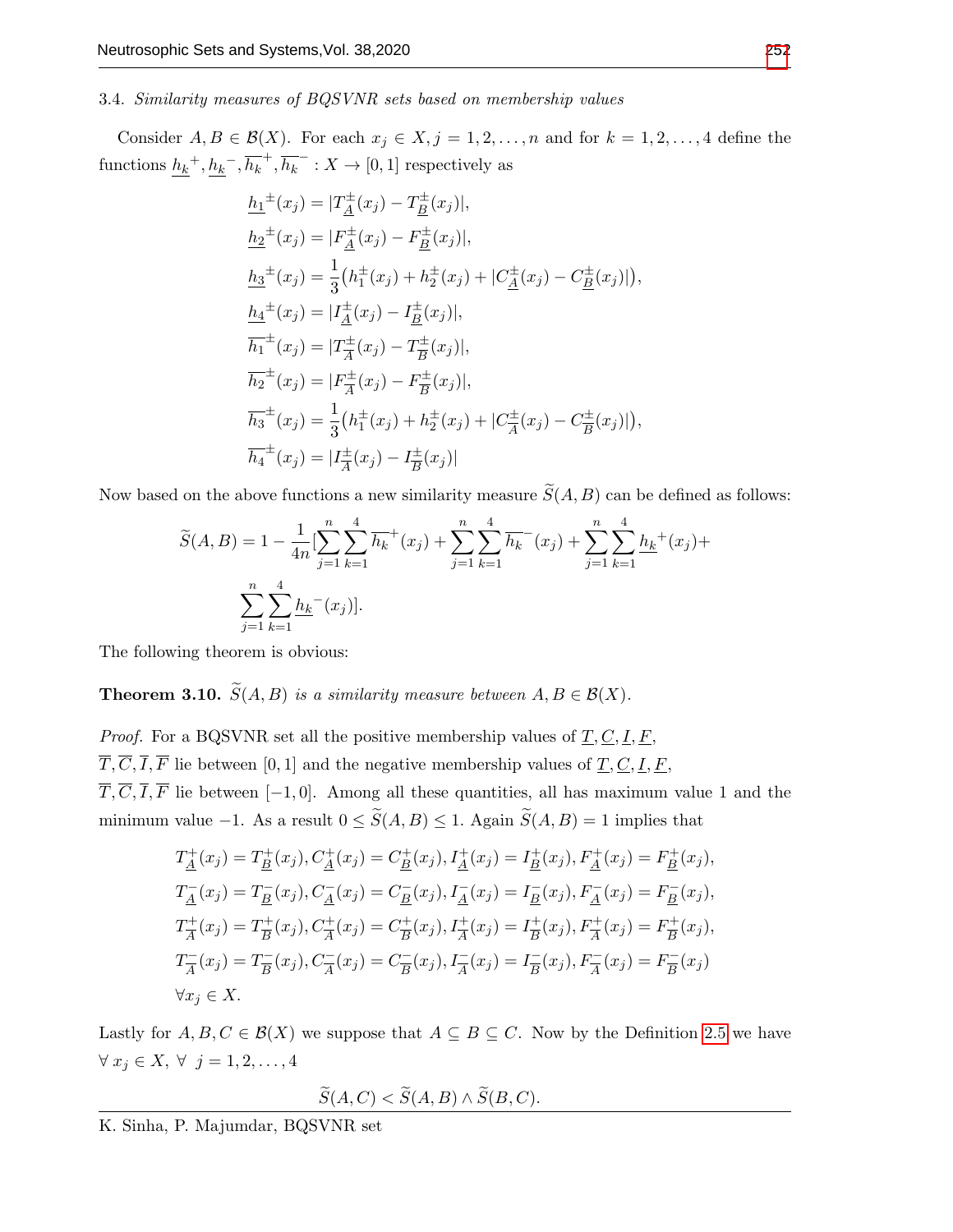### 3.4. *Similarity measures of BQSVNR sets based on membership values*

Consider $A, B \in \mathcal{B}(X)$. For each $x_j \in X, j = 1, 2, \ldots, n$ and for $k = 1, 2, \ldots, 4$ define the functions $\underline{h_k}^+, \underline{h_k}^-, \overline{h_k}^+, \overline{h_k}^- : X \to [0, 1]$ respectively as

$$
\begin{aligned}
\underline{h_1}^{\pm}(x_j) &= |T^{\pm}_{\underline{A}}(x_j) - T^{\pm}_{\underline{B}}(x_j)|,\\
\underline{h_2}^{\pm}(x_j) &= |F^{\pm}_{\underline{A}}(x_j) - F^{\pm}_{\underline{B}}(x_j)|,\\
\underline{h_3}^{\pm}(x_j) &= \frac{1}{3}\big(h_1^{\pm}(x_j) + h_2^{\pm}(x_j) + |C^{\pm}_{\underline{A}}(x_j) - C^{\pm}_{\underline{B}}(x_j)|\big),\\
\underline{h_4}^{\pm}(x_j) &= |I^{\pm}_{\underline{A}}(x_j) - I^{\pm}_{\underline{B}}(x_j)|,\\
\overline{h_1}^{\pm}(x_j) &= |T^{\pm}_{\overline{A}}(x_j) - T^{\pm}_{\overline{B}}(x_j)|,\\
\overline{h_2}^{\pm}(x_j) &= |F^{\pm}_{\overline{A}}(x_j) - F^{\pm}_{\overline{B}}(x_j)|,\\
\overline{h_3}^{\pm}(x_j) &= \frac{1}{3}\big(h_1^{\pm}(x_j) + h_2^{\pm}(x_j) + |C^{\pm}_{\overline{A}}(x_j) - C^{\pm}_{\overline{B}}(x_j)|\big),\\
\overline{h_4}^{\pm}(x_j) &= |I^{\pm}_{\overline{A}}(x_j) - I^{\pm}_{\overline{B}}(x_j)|
\end{aligned}
$$

Now based on the above functions a new similarity measure $\widetilde{S}(A, B)$ can be defined as follows:

$$
\widetilde{S}(A, B) = 1 - \frac{1}{4n}\Big[\sum_{j=1}^{n}\sum_{k=1}^{4}\overline{h_k}^+(x_j) + \sum_{j=1}^{n}\sum_{k=1}^{4}\overline{h_k}^-(x_j) + \sum_{j=1}^{n}\sum_{k=1}^{4}\underline{h_k}^+(x_j) + \sum_{j=1}^{n}\sum_{k=1}^{4}\underline{h_k}^-(x_j)\Big].
$$

The following theorem is obvious:

**Theorem 3.10.** *$\widetilde{S}(A, B)$ is a similarity measure between $A, B \in \mathcal{B}(X)$.*

*Proof.* For a BQSVNR set all the positive membership values of $\underline{T}, \underline{C}, \underline{I}, \underline{F}$, $\overline{T}, \overline{C}, \overline{I}, \overline{F}$ lie between $[0, 1]$ and the negative membership values of $\underline{T}, \underline{C}, \underline{I}, \underline{F}$, $\overline{T}, \overline{C}, \overline{I}, \overline{F}$ lie between $[-1, 0]$. Among all these quantities, all has maximum value 1 and the minimum value $-1$. As a result $0 \leq \widetilde{S}(A, B) \leq 1$. Again $\widetilde{S}(A, B) = 1$ implies that

$$
\begin{aligned}
&T^{+}_{\underline{A}}(x_j) = T^{+}_{\underline{B}}(x_j), C^{+}_{\underline{A}}(x_j) = C^{+}_{\underline{B}}(x_j), I^{+}_{\underline{A}}(x_j) = I^{+}_{\underline{B}}(x_j), F^{+}_{\underline{A}}(x_j) = F^{+}_{\underline{B}}(x_j),\\
&T^{-}_{\underline{A}}(x_j) = T^{-}_{\underline{B}}(x_j), C^{-}_{\underline{A}}(x_j) = C^{-}_{\underline{B}}(x_j), I^{-}_{\underline{A}}(x_j) = I^{-}_{\underline{B}}(x_j), F^{-}_{\underline{A}}(x_j) = F^{-}_{\underline{B}}(x_j),\\
&T^{+}_{\overline{A}}(x_j) = T^{+}_{\overline{B}}(x_j), C^{+}_{\overline{A}}(x_j) = C^{+}_{\overline{B}}(x_j), I^{+}_{\overline{A}}(x_j) = I^{+}_{\overline{B}}(x_j), F^{+}_{\overline{A}}(x_j) = F^{+}_{\overline{B}}(x_j),\\
&T^{-}_{\overline{A}}(x_j) = T^{-}_{\overline{B}}(x_j), C^{-}_{\overline{A}}(x_j) = C^{-}_{\overline{B}}(x_j), I^{-}_{\overline{A}}(x_j) = I^{-}_{\overline{B}}(x_j), F^{-}_{\overline{A}}(x_j) = F^{-}_{\overline{B}}(x_j)\\
&\forall x_j \in X.
\end{aligned}
$$

Lastly for $A, B, C \in \mathcal{B}(X)$ we suppose that $A \subseteq B \subseteq C$. Now by the Definition 2.5 we have $\forall\ x_j \in X,\ \forall\ j = 1, 2, \ldots, 4$

$$
\widetilde{S}(A, C) < \widetilde{S}(A, B) \wedge \widetilde{S}(B, C).
$$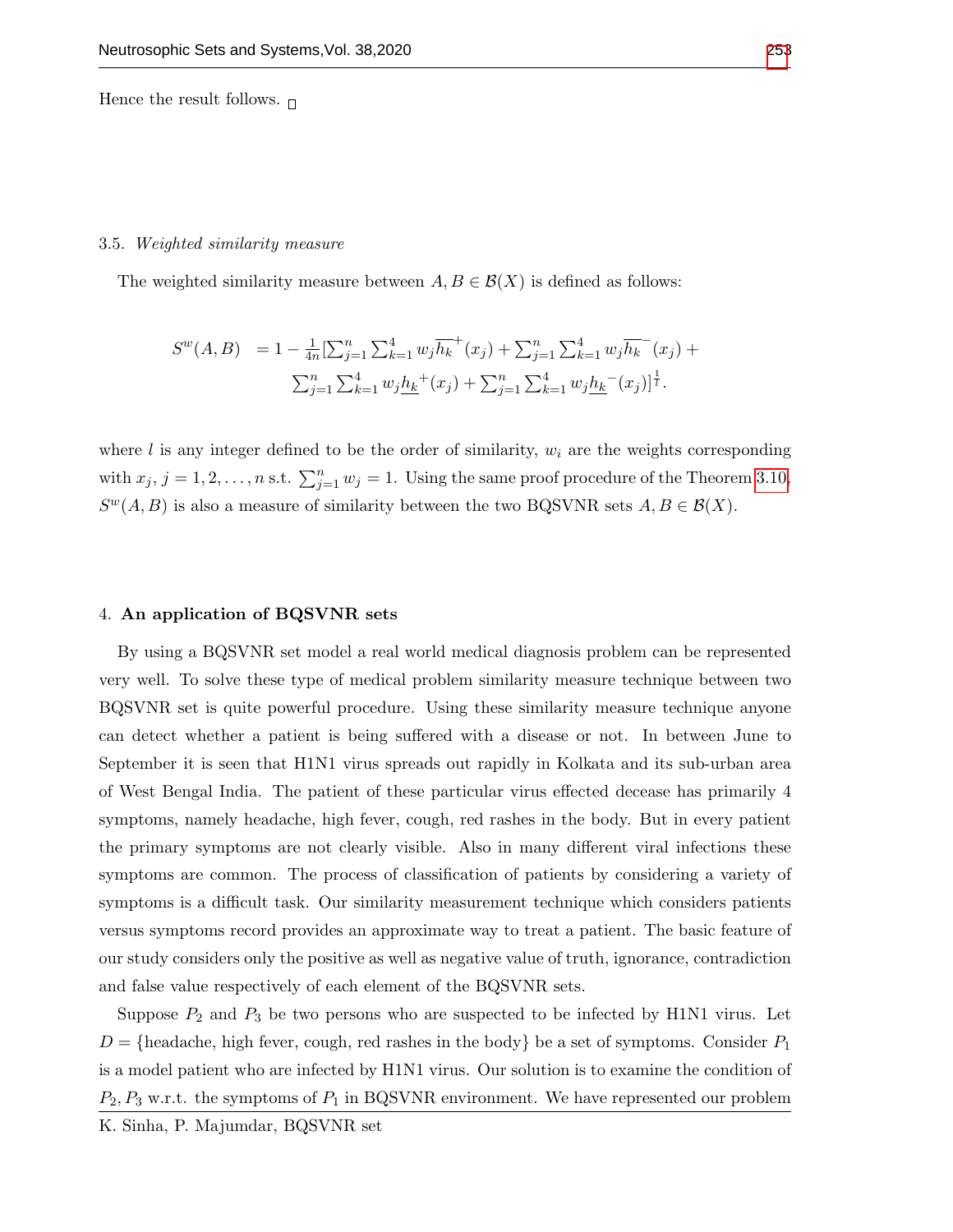Hence the result follows. □

### 3.5. *Weighted similarity measure*

The weighted similarity measure between $A, B \in \mathcal{B}(X)$ is defined as follows:

$$
\begin{aligned}
S^w(A,B) &= 1 - \tfrac{1}{4n}[\textstyle\sum_{j=1}^{n}\sum_{k=1}^{4} w_j \overline{h_k}^{+}(x_j) + \sum_{j=1}^{n}\sum_{k=1}^{4} w_j \overline{h_k}^{-}(x_j) + \\
&\quad \textstyle\sum_{j=1}^{n}\sum_{k=1}^{4} w_j \underline{h_k}^{+}(x_j) + \sum_{j=1}^{n}\sum_{k=1}^{4} w_j \underline{h_k}^{-}(x_j)]^{\frac{1}{l}}.
\end{aligned}
$$

where $l$ is any integer defined to be the order of similarity, $w_i$ are the weights corresponding with $x_j, j = 1, 2, \ldots, n$ s.t. $\sum_{j=1}^{n} w_j = 1$. Using the same proof procedure of the Theorem 3.10, $S^w(A,B)$ is also a measure of similarity between the two BQSVNR sets $A, B \in \mathcal{B}(X)$.

## 4. **An application of BQSVNR sets**

By using a BQSVNR set model a real world medical diagnosis problem can be represented very well. To solve these type of medical problem similarity measure technique between two BQSVNR set is quite powerful procedure. Using these similarity measure technique anyone can detect whether a patient is being suffered with a disease or not. In between June to September it is seen that H1N1 virus spreads out rapidly in Kolkata and its sub-urban area of West Bengal India. The patient of these particular virus effected decease has primarily 4 symptoms, namely headache, high fever, cough, red rashes in the body. But in every patient the primary symptoms are not clearly visible. Also in many different viral infections these symptoms are common. The process of classification of patients by considering a variety of symptoms is a difficult task. Our similarity measurement technique which considers patients versus symptoms record provides an approximate way to treat a patient. The basic feature of our study considers only the positive as well as negative value of truth, ignorance, contradiction and false value respectively of each element of the BQSVNR sets.

Suppose $P_2$ and $P_3$ be two persons who are suspected to be infected by H1N1 virus. Let $D = \{$headache, high fever, cough, red rashes in the body$\}$ be a set of symptoms. Consider $P_1$ is a model patient who are infected by H1N1 virus. Our solution is to examine the condition of $P_2, P_3$ w.r.t. the symptoms of $P_1$ in BQSVNR environment. We have represented our problem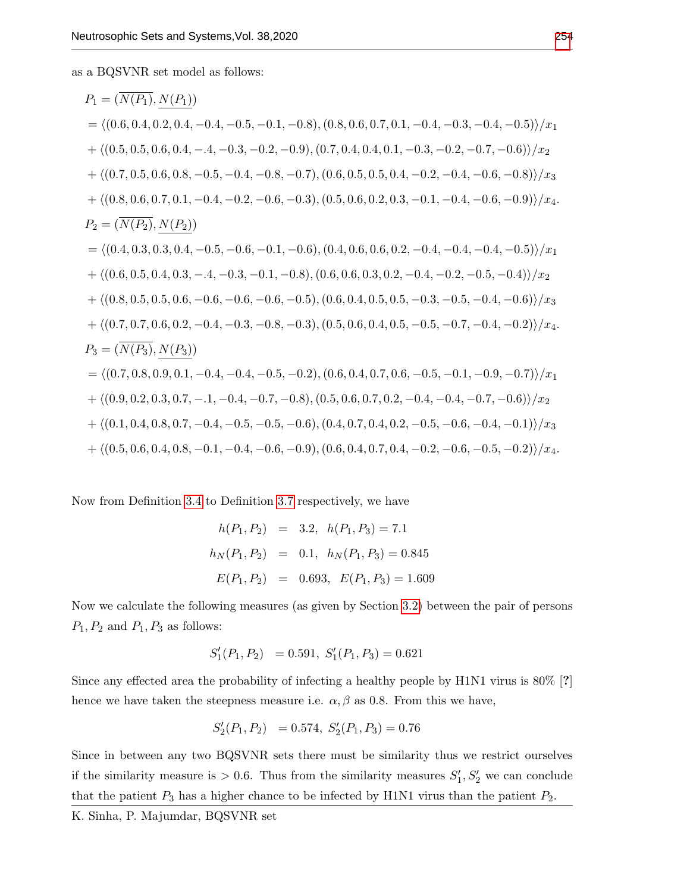as a BQSVNR set model as follows:

$$P_1 = (\overline{N(P_1)}, \underline{N(P_1)})$$

$$= \langle (0.6, 0.4, 0.2, 0.4, -0.4, -0.5, -0.1, -0.8), (0.8, 0.6, 0.7, 0.1, -0.4, -0.3, -0.4, -0.5) \rangle / x_1$$

$$+ \langle (0.5, 0.5, 0.6, 0.4, -.4, -0.3, -0.2, -0.9), (0.7, 0.4, 0.4, 0.1, -0.3, -0.2, -0.7, -0.6) \rangle / x_2$$

$$+ \langle (0.7, 0.5, 0.6, 0.8, -0.5, -0.4, -0.8, -0.7), (0.6, 0.5, 0.5, 0.4, -0.2, -0.4, -0.6, -0.8) \rangle / x_3$$

$$+ \langle (0.8, 0.6, 0.7, 0.1, -0.4, -0.2, -0.6, -0.3), (0.5, 0.6, 0.2, 0.3, -0.1, -0.4, -0.6, -0.9) \rangle / x_4.$$

$$P_2 = (\overline{N(P_2)}, \underline{N(P_2)})$$

$$= \langle (0.4, 0.3, 0.3, 0.4, -0.5, -0.6, -0.1, -0.6), (0.4, 0.6, 0.6, 0.2, -0.4, -0.4, -0.4, -0.5) \rangle / x_1$$

$$+ \langle (0.6, 0.5, 0.4, 0.3, -.4, -0.3, -0.1, -0.8), (0.6, 0.6, 0.3, 0.2, -0.4, -0.2, -0.5, -0.4) \rangle / x_2$$

$$+ \langle (0.8, 0.5, 0.5, 0.6, -0.6, -0.6, -0.6, -0.5), (0.6, 0.4, 0.5, 0.5, -0.3, -0.5, -0.4, -0.6) \rangle / x_3$$

$$+ \langle (0.7, 0.7, 0.6, 0.2, -0.4, -0.3, -0.8, -0.3), (0.5, 0.6, 0.4, 0.5, -0.5, -0.7, -0.4, -0.2) \rangle / x_4.$$

$$P_3 = (\overline{N(P_3)}, \underline{N(P_3)})$$

$$= \langle (0.7, 0.8, 0.9, 0.1, -0.4, -0.4, -0.5, -0.2), (0.6, 0.4, 0.7, 0.6, -0.5, -0.1, -0.9, -0.7) \rangle / x_1$$

$$+ \langle (0.9, 0.2, 0.3, 0.7, -.1, -0.4, -0.7, -0.8), (0.5, 0.6, 0.7, 0.2, -0.4, -0.4, -0.7, -0.6) \rangle / x_2$$

$$+ \langle (0.1, 0.4, 0.8, 0.7, -0.4, -0.5, -0.5, -0.6), (0.4, 0.7, 0.4, 0.2, -0.5, -0.6, -0.4, -0.1) \rangle / x_3$$

$$+ \langle (0.5, 0.6, 0.4, 0.8, -0.1, -0.4, -0.6, -0.9), (0.6, 0.4, 0.7, 0.4, -0.2, -0.6, -0.5, -0.2) \rangle / x_4.$$

Now from Definition 3.4 to Definition 3.7 respectively, we have

$$h(P_1, P_2) = 3.2, \ h(P_1, P_3) = 7.1$$

$$h_N(P_1, P_2) = 0.1, \ h_N(P_1, P_3) = 0.845$$

$$E(P_1, P_2) = 0.693, \ E(P_1, P_3) = 1.609$$

Now we calculate the following measures (as given by Section 3.2) between the pair of persons $P_1, P_2$ and $P_1, P_3$ as follows:

$$S_1'(P_1, P_2) = 0.591, \ S_1'(P_1, P_3) = 0.621$$

Since any effected area the probability of infecting a healthy people by H1N1 virus is 80% [?] hence we have taken the steepness measure i.e. $\alpha, \beta$ as 0.8. From this we have,

$$S_2'(P_1, P_2) = 0.574, \ S_2'(P_1, P_3) = 0.76$$

Since in between any two BQSVNR sets there must be similarity thus we restrict ourselves if the similarity measure is $> 0.6$. Thus from the similarity measures $S_1', S_2'$ we can conclude that the patient $P_3$ has a higher chance to be infected by H1N1 virus than the patient $P_2$.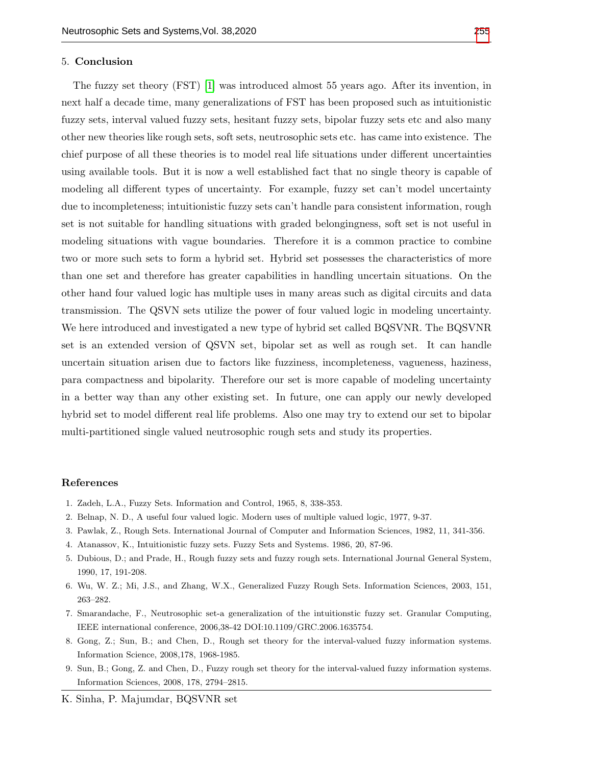## 5. Conclusion

The fuzzy set theory (FST) [1] was introduced almost 55 years ago. After its invention, in next half a decade time, many generalizations of FST has been proposed such as intuitionistic fuzzy sets, interval valued fuzzy sets, hesitant fuzzy sets, bipolar fuzzy sets etc and also many other new theories like rough sets, soft sets, neutrosophic sets etc. has came into existence. The chief purpose of all these theories is to model real life situations under different uncertainties using available tools. But it is now a well established fact that no single theory is capable of modeling all different types of uncertainty. For example, fuzzy set can't model uncertainty due to incompleteness; intuitionistic fuzzy sets can't handle para consistent information, rough set is not suitable for handling situations with graded belongingness, soft set is not useful in modeling situations with vague boundaries. Therefore it is a common practice to combine two or more such sets to form a hybrid set. Hybrid set possesses the characteristics of more than one set and therefore has greater capabilities in handling uncertain situations. On the other hand four valued logic has multiple uses in many areas such as digital circuits and data transmission. The QSVN sets utilize the power of four valued logic in modeling uncertainty. We here introduced and investigated a new type of hybrid set called BQSVNR. The BQSVNR set is an extended version of QSVN set, bipolar set as well as rough set. It can handle uncertain situation arisen due to factors like fuzziness, incompleteness, vagueness, haziness, para compactness and bipolarity. Therefore our set is more capable of modeling uncertainty in a better way than any other existing set. In future, one can apply our newly developed hybrid set to model different real life problems. Also one may try to extend our set to bipolar multi-partitioned single valued neutrosophic rough sets and study its properties.

## References

1. Zadeh, L.A., Fuzzy Sets. Information and Control, 1965, 8, 338-353.
2. Belnap, N. D., A useful four valued logic. Modern uses of multiple valued logic, 1977, 9-37.
3. Pawlak, Z., Rough Sets. International Journal of Computer and Information Sciences, 1982, 11, 341-356.
4. Atanassov, K., Intuitionistic fuzzy sets. Fuzzy Sets and Systems. 1986, 20, 87-96.
5. Dubious, D.; and Prade, H., Rough fuzzy sets and fuzzy rough sets. International Journal General System, 1990, 17, 191-208.
6. Wu, W. Z.; Mi, J.S., and Zhang, W.X., Generalized Fuzzy Rough Sets. Information Sciences, 2003, 151, 263–282.
7. Smarandache, F., Neutrosophic set-a generalization of the intuitionstic fuzzy set. Granular Computing, IEEE international conference, 2006,38-42 DOI:10.1109/GRC.2006.1635754.
8. Gong, Z.; Sun, B.; and Chen, D., Rough set theory for the interval-valued fuzzy information systems. Information Science, 2008,178, 1968-1985.
9. Sun, B.; Gong, Z. and Chen, D., Fuzzy rough set theory for the interval-valued fuzzy information systems. Information Sciences, 2008, 178, 2794–2815.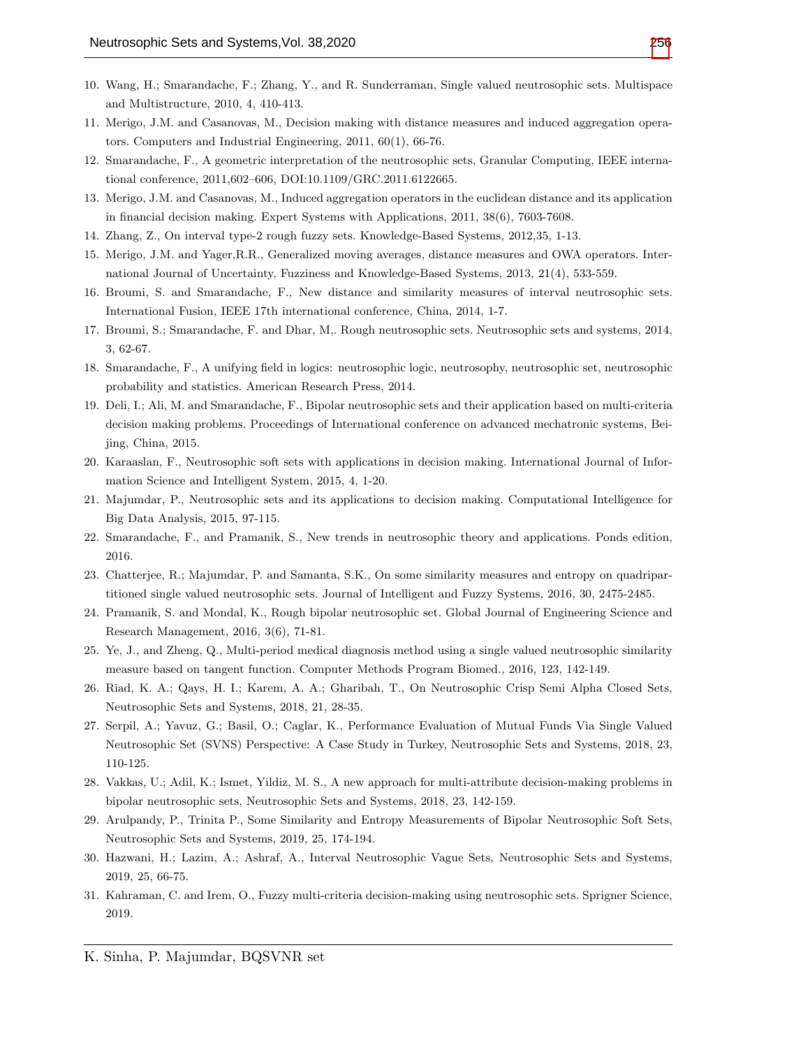10. Wang, H.; Smarandache, F.; Zhang, Y., and R. Sunderraman, Single valued neutrosophic sets. Multispace and Multistructure, 2010, 4, 410-413.
11. Merigo, J.M. and Casanovas, M., Decision making with distance measures and induced aggregation operators. Computers and Industrial Engineering, 2011, 60(1), 66-76.
12. Smarandache, F., A geometric interpretation of the neutrosophic sets, Granular Computing, IEEE international conference, 2011,602–606, DOI:10.1109/GRC.2011.6122665.
13. Merigo, J.M. and Casanovas, M., Induced aggregation operators in the euclidean distance and its application in financial decision making. Expert Systems with Applications, 2011, 38(6), 7603-7608.
14. Zhang, Z., On interval type-2 rough fuzzy sets. Knowledge-Based Systems, 2012,35, 1-13.
15. Merigo, J.M. and Yager,R.R., Generalized moving averages, distance measures and OWA operators. International Journal of Uncertainty, Fuzziness and Knowledge-Based Systems, 2013, 21(4), 533-559.
16. Broumi, S. and Smarandache, F., New distance and similarity measures of interval neutrosophic sets. International Fusion, IEEE 17th international conference, China, 2014, 1-7.
17. Broumi, S.; Smarandache, F. and Dhar, M,. Rough neutrosophic sets. Neutrosophic sets and systems, 2014, 3, 62-67.
18. Smarandache, F., A unifying field in logics: neutrosophic logic, neutrosophy, neutrosophic set, neutrosophic probability and statistics. American Research Press, 2014.
19. Deli, I.; Ali, M. and Smarandache, F., Bipolar neutrosophic sets and their application based on multi-criteria decision making problems. Proceedings of International conference on advanced mechatronic systems, Beijing, China, 2015.
20. Karaaslan, F., Neutrosophic soft sets with applications in decision making. International Journal of Information Science and Intelligent System, 2015, 4, 1-20.
21. Majumdar, P., Neutrosophic sets and its applications to decision making. Computational Intelligence for Big Data Analysis, 2015, 97-115.
22. Smarandache, F., and Pramanik, S., New trends in neutrosophic theory and applications. Ponds edition, 2016.
23. Chatterjee, R.; Majumdar, P. and Samanta, S.K., On some similarity measures and entropy on quadripartitioned single valued neutrosophic sets. Journal of Intelligent and Fuzzy Systems, 2016, 30, 2475-2485.
24. Pramanik, S. and Mondal, K., Rough bipolar neutrosophic set. Global Journal of Engineering Science and Research Management, 2016, 3(6), 71-81.
25. Ye, J., and Zheng, Q., Multi-period medical diagnosis method using a single valued neutrosophic similarity measure based on tangent function. Computer Methods Program Biomed., 2016, 123, 142-149.
26. Riad, K. A.; Qays, H. I.; Karem, A. A.; Gharibah, T., On Neutrosophic Crisp Semi Alpha Closed Sets, Neutrosophic Sets and Systems, 2018, 21, 28-35.
27. Serpil, A.; Yavuz, G.; Basil, O.; Caglar, K., Performance Evaluation of Mutual Funds Via Single Valued Neutrosophic Set (SVNS) Perspective: A Case Study in Turkey, Neutrosophic Sets and Systems, 2018, 23, 110-125.
28. Vakkas, U.; Adil, K.; Ismet, Yildiz, M. S., A new approach for multi-attribute decision-making problems in bipolar neutrosophic sets, Neutrosophic Sets and Systems, 2018, 23, 142-159.
29. Arulpandy, P., Trinita P., Some Similarity and Entropy Measurements of Bipolar Neutrosophic Soft Sets, Neutrosophic Sets and Systems, 2019, 25, 174-194.
30. Hazwani, H.; Lazim, A.; Ashraf, A., Interval Neutrosophic Vague Sets, Neutrosophic Sets and Systems, 2019, 25, 66-75.
31. Kahraman, C. and Irem, O., Fuzzy multi-criteria decision-making using neutrosophic sets. Sprigner Science, 2019.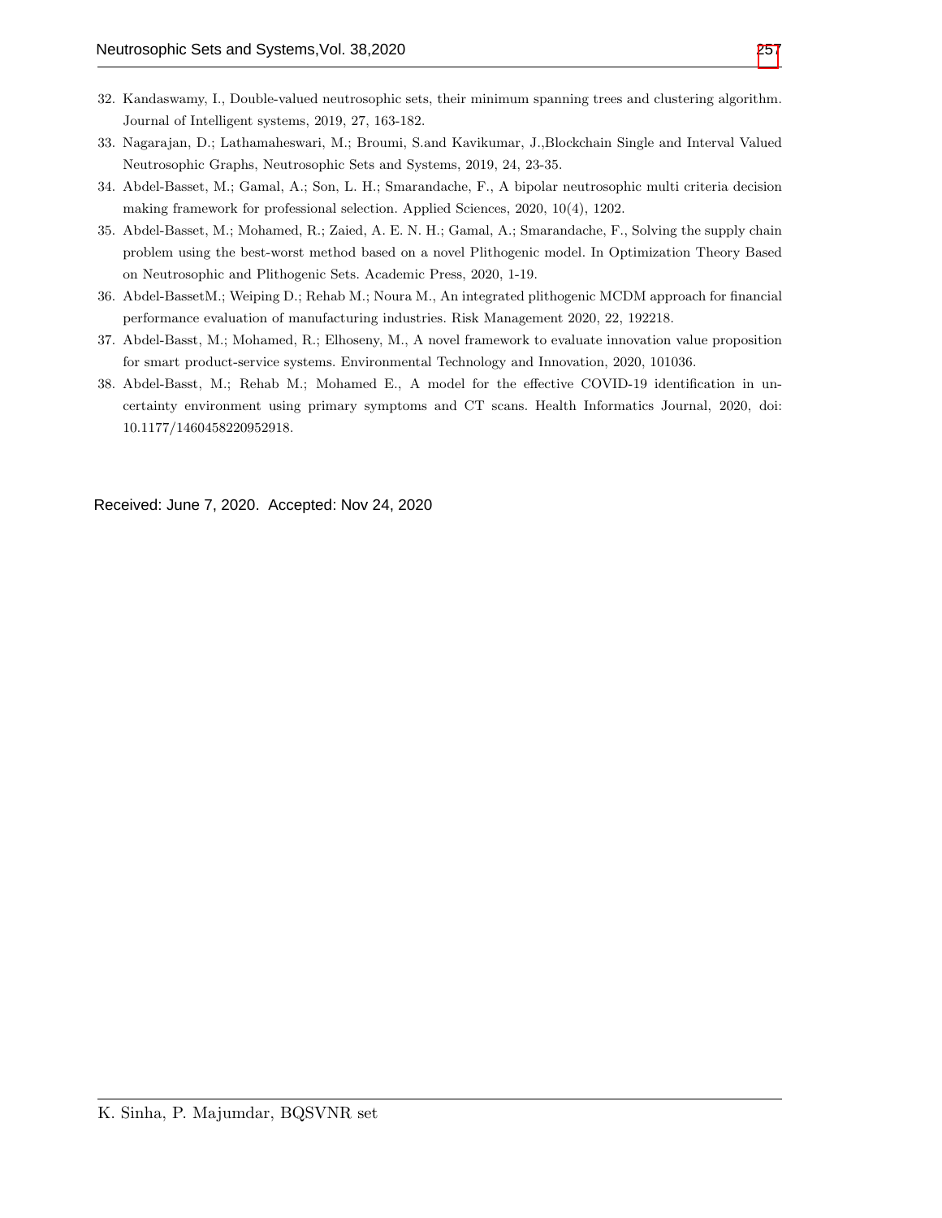32. Kandaswamy, I., Double-valued neutrosophic sets, their minimum spanning trees and clustering algorithm. Journal of Intelligent systems, 2019, 27, 163-182.
33. Nagarajan, D.; Lathamaheswari, M.; Broumi, S.and Kavikumar, J.,Blockchain Single and Interval Valued Neutrosophic Graphs, Neutrosophic Sets and Systems, 2019, 24, 23-35.
34. Abdel-Basset, M.; Gamal, A.; Son, L. H.; Smarandache, F., A bipolar neutrosophic multi criteria decision making framework for professional selection. Applied Sciences, 2020, 10(4), 1202.
35. Abdel-Basset, M.; Mohamed, R.; Zaied, A. E. N. H.; Gamal, A.; Smarandache, F., Solving the supply chain problem using the best-worst method based on a novel Plithogenic model. In Optimization Theory Based on Neutrosophic and Plithogenic Sets. Academic Press, 2020, 1-19.
36. Abdel-BassetM.; Weiping D.; Rehab M.; Noura M., An integrated plithogenic MCDM approach for financial performance evaluation of manufacturing industries. Risk Management 2020, 22, 192218.
37. Abdel-Basst, M.; Mohamed, R.; Elhoseny, M., A novel framework to evaluate innovation value proposition for smart product-service systems. Environmental Technology and Innovation, 2020, 101036.
38. Abdel-Basst, M.; Rehab M.; Mohamed E., A model for the effective COVID-19 identification in uncertainty environment using primary symptoms and CT scans. Health Informatics Journal, 2020, doi: 10.1177/1460458220952918.

Received: June 7, 2020. Accepted: Nov 24, 2020